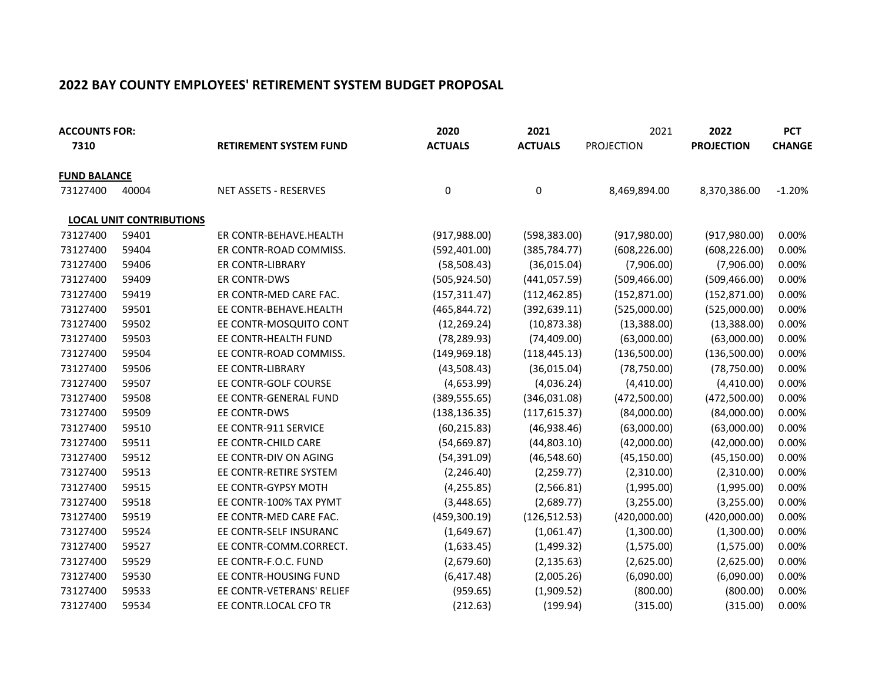# 2022 BAY COUNTY EMPLOYEES' RETIREMENT SYSTEM BUDGET PROPOSAL

| ACCOUNTS FOR: | | | 2020 | 2021 | 2021 | 2022 | PCT |
|---|---|---|---|---|---|---|---|
| 7310 | | RETIREMENT SYSTEM FUND | ACTUALS | ACTUALS | PROJECTION | PROJECTION | CHANGE |
| **FUND BALANCE** | | | | | | | |
| 73127400 | 40004 | NET ASSETS - RESERVES | 0 | 0 | 8,469,894.00 | 8,370,386.00 | -1.20% |
| **LOCAL UNIT CONTRIBUTIONS** | | | | | | | |
| 73127400 | 59401 | ER CONTR-BEHAVE.HEALTH | (917,988.00) | (598,383.00) | (917,980.00) | (917,980.00) | 0.00% |
| 73127400 | 59404 | ER CONTR-ROAD COMMISS. | (592,401.00) | (385,784.77) | (608,226.00) | (608,226.00) | 0.00% |
| 73127400 | 59406 | ER CONTR-LIBRARY | (58,508.43) | (36,015.04) | (7,906.00) | (7,906.00) | 0.00% |
| 73127400 | 59409 | ER CONTR-DWS | (505,924.50) | (441,057.59) | (509,466.00) | (509,466.00) | 0.00% |
| 73127400 | 59419 | ER CONTR-MED CARE FAC. | (157,311.47) | (112,462.85) | (152,871.00) | (152,871.00) | 0.00% |
| 73127400 | 59501 | EE CONTR-BEHAVE.HEALTH | (465,844.72) | (392,639.11) | (525,000.00) | (525,000.00) | 0.00% |
| 73127400 | 59502 | EE CONTR-MOSQUITO CONT | (12,269.24) | (10,873.38) | (13,388.00) | (13,388.00) | 0.00% |
| 73127400 | 59503 | EE CONTR-HEALTH FUND | (78,289.93) | (74,409.00) | (63,000.00) | (63,000.00) | 0.00% |
| 73127400 | 59504 | EE CONTR-ROAD COMMISS. | (149,969.18) | (118,445.13) | (136,500.00) | (136,500.00) | 0.00% |
| 73127400 | 59506 | EE CONTR-LIBRARY | (43,508.43) | (36,015.04) | (78,750.00) | (78,750.00) | 0.00% |
| 73127400 | 59507 | EE CONTR-GOLF COURSE | (4,653.99) | (4,036.24) | (4,410.00) | (4,410.00) | 0.00% |
| 73127400 | 59508 | EE CONTR-GENERAL FUND | (389,555.65) | (346,031.08) | (472,500.00) | (472,500.00) | 0.00% |
| 73127400 | 59509 | EE CONTR-DWS | (138,136.35) | (117,615.37) | (84,000.00) | (84,000.00) | 0.00% |
| 73127400 | 59510 | EE CONTR-911 SERVICE | (60,215.83) | (46,938.46) | (63,000.00) | (63,000.00) | 0.00% |
| 73127400 | 59511 | EE CONTR-CHILD CARE | (54,669.87) | (44,803.10) | (42,000.00) | (42,000.00) | 0.00% |
| 73127400 | 59512 | EE CONTR-DIV ON AGING | (54,391.09) | (46,548.60) | (45,150.00) | (45,150.00) | 0.00% |
| 73127400 | 59513 | EE CONTR-RETIRE SYSTEM | (2,246.40) | (2,259.77) | (2,310.00) | (2,310.00) | 0.00% |
| 73127400 | 59515 | EE CONTR-GYPSY MOTH | (4,255.85) | (2,566.81) | (1,995.00) | (1,995.00) | 0.00% |
| 73127400 | 59518 | EE CONTR-100% TAX PYMT | (3,448.65) | (2,689.77) | (3,255.00) | (3,255.00) | 0.00% |
| 73127400 | 59519 | EE CONTR-MED CARE FAC. | (459,300.19) | (126,512.53) | (420,000.00) | (420,000.00) | 0.00% |
| 73127400 | 59524 | EE CONTR-SELF INSURANC | (1,649.67) | (1,061.47) | (1,300.00) | (1,300.00) | 0.00% |
| 73127400 | 59527 | EE CONTR-COMM.CORRECT. | (1,633.45) | (1,499.32) | (1,575.00) | (1,575.00) | 0.00% |
| 73127400 | 59529 | EE CONTR-F.O.C. FUND | (2,679.60) | (2,135.63) | (2,625.00) | (2,625.00) | 0.00% |
| 73127400 | 59530 | EE CONTR-HOUSING FUND | (6,417.48) | (2,005.26) | (6,090.00) | (6,090.00) | 0.00% |
| 73127400 | 59533 | EE CONTR-VETERANS' RELIEF | (959.65) | (1,909.52) | (800.00) | (800.00) | 0.00% |
| 73127400 | 59534 | EE CONTR.LOCAL CFO TR | (212.63) | (199.94) | (315.00) | (315.00) | 0.00% |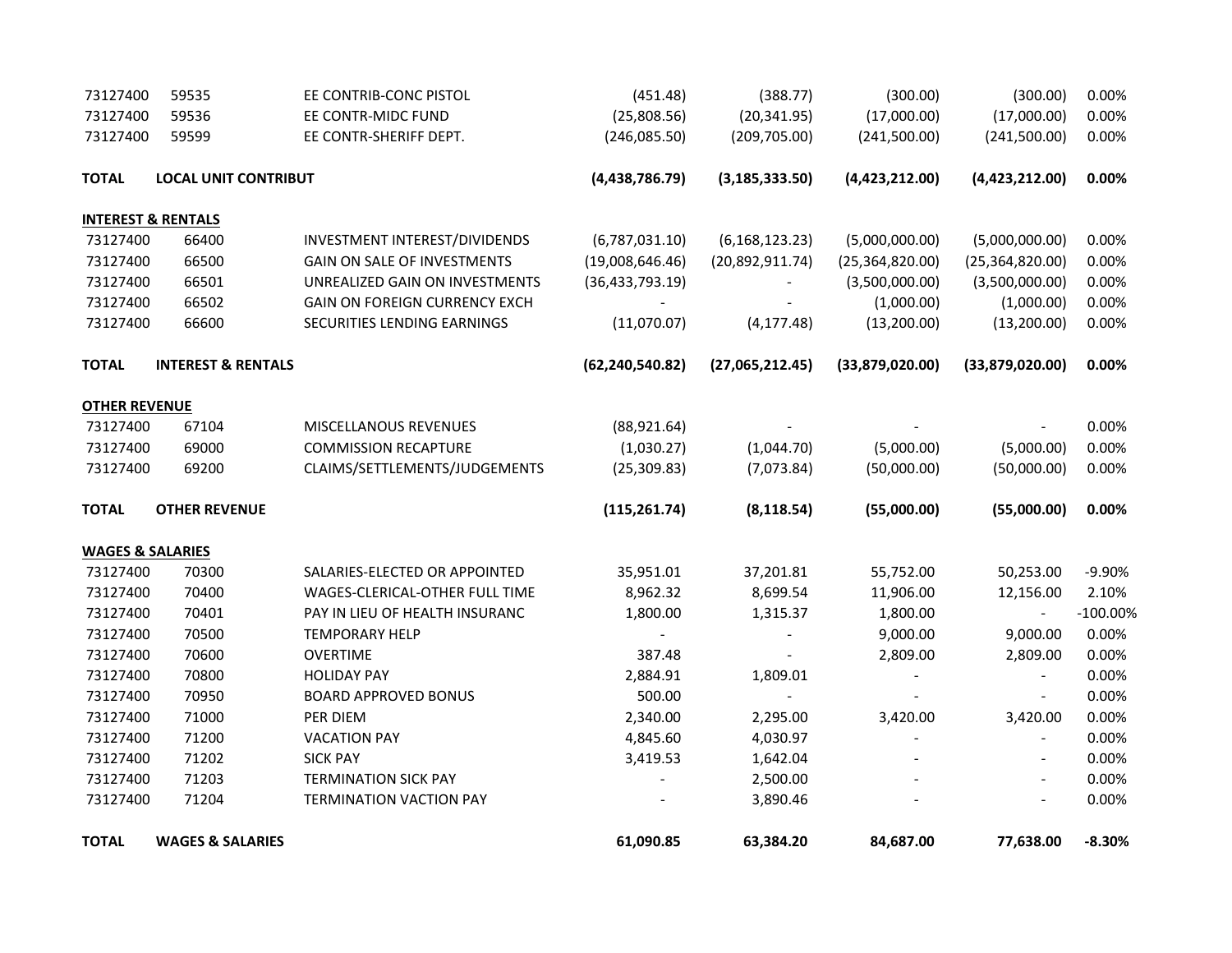| | | | | | | | |
|---|---|---|---|---|---|---|---|
| 73127400 | 59535 | EE CONTRIB-CONC PISTOL | (451.48) | (388.77) | (300.00) | (300.00) | 0.00% |
| 73127400 | 59536 | EE CONTR-MIDC FUND | (25,808.56) | (20,341.95) | (17,000.00) | (17,000.00) | 0.00% |
| 73127400 | 59599 | EE CONTR-SHERIFF DEPT. | (246,085.50) | (209,705.00) | (241,500.00) | (241,500.00) | 0.00% |
| | | | | | | | |
| **TOTAL** | **LOCAL UNIT CONTRIBUT** | | **(4,438,786.79)** | **(3,185,333.50)** | **(4,423,212.00)** | **(4,423,212.00)** | **0.00%** |
| | | | | | | | |
| **INTEREST & RENTALS** | | | | | | | |
| 73127400 | 66400 | INVESTMENT INTEREST/DIVIDENDS | (6,787,031.10) | (6,168,123.23) | (5,000,000.00) | (5,000,000.00) | 0.00% |
| 73127400 | 66500 | GAIN ON SALE OF INVESTMENTS | (19,008,646.46) | (20,892,911.74) | (25,364,820.00) | (25,364,820.00) | 0.00% |
| 73127400 | 66501 | UNREALIZED GAIN ON INVESTMENTS | (36,433,793.19) | - | (3,500,000.00) | (3,500,000.00) | 0.00% |
| 73127400 | 66502 | GAIN ON FOREIGN CURRENCY EXCH | - | - | (1,000.00) | (1,000.00) | 0.00% |
| 73127400 | 66600 | SECURITIES LENDING EARNINGS | (11,070.07) | (4,177.48) | (13,200.00) | (13,200.00) | 0.00% |
| | | | | | | | |
| **TOTAL** | **INTEREST & RENTALS** | | **(62,240,540.82)** | **(27,065,212.45)** | **(33,879,020.00)** | **(33,879,020.00)** | **0.00%** |
| | | | | | | | |
| **OTHER REVENUE** | | | | | | | |
| 73127400 | 67104 | MISCELLANOUS REVENUES | (88,921.64) | - | - | - | 0.00% |
| 73127400 | 69000 | COMMISSION RECAPTURE | (1,030.27) | (1,044.70) | (5,000.00) | (5,000.00) | 0.00% |
| 73127400 | 69200 | CLAIMS/SETTLEMENTS/JUDGEMENTS | (25,309.83) | (7,073.84) | (50,000.00) | (50,000.00) | 0.00% |
| | | | | | | | |
| **TOTAL** | **OTHER REVENUE** | | **(115,261.74)** | **(8,118.54)** | **(55,000.00)** | **(55,000.00)** | **0.00%** |
| | | | | | | | |
| **WAGES & SALARIES** | | | | | | | |
| 73127400 | 70300 | SALARIES-ELECTED OR APPOINTED | 35,951.01 | 37,201.81 | 55,752.00 | 50,253.00 | -9.90% |
| 73127400 | 70400 | WAGES-CLERICAL-OTHER FULL TIME | 8,962.32 | 8,699.54 | 11,906.00 | 12,156.00 | 2.10% |
| 73127400 | 70401 | PAY IN LIEU OF HEALTH INSURANC | 1,800.00 | 1,315.37 | 1,800.00 | - | -100.00% |
| 73127400 | 70500 | TEMPORARY HELP | - | - | 9,000.00 | 9,000.00 | 0.00% |
| 73127400 | 70600 | OVERTIME | 387.48 | - | 2,809.00 | 2,809.00 | 0.00% |
| 73127400 | 70800 | HOLIDAY PAY | 2,884.91 | 1,809.01 | - | - | 0.00% |
| 73127400 | 70950 | BOARD APPROVED BONUS | 500.00 | - | - | - | 0.00% |
| 73127400 | 71000 | PER DIEM | 2,340.00 | 2,295.00 | 3,420.00 | 3,420.00 | 0.00% |
| 73127400 | 71200 | VACATION PAY | 4,845.60 | 4,030.97 | - | - | 0.00% |
| 73127400 | 71202 | SICK PAY | 3,419.53 | 1,642.04 | - | - | 0.00% |
| 73127400 | 71203 | TERMINATION SICK PAY | - | 2,500.00 | - | - | 0.00% |
| 73127400 | 71204 | TERMINATION VACTION PAY | - | 3,890.46 | - | - | 0.00% |
| | | | | | | | |
| **TOTAL** | **WAGES & SALARIES** | | **61,090.85** | **63,384.20** | **84,687.00** | **77,638.00** | **-8.30%** |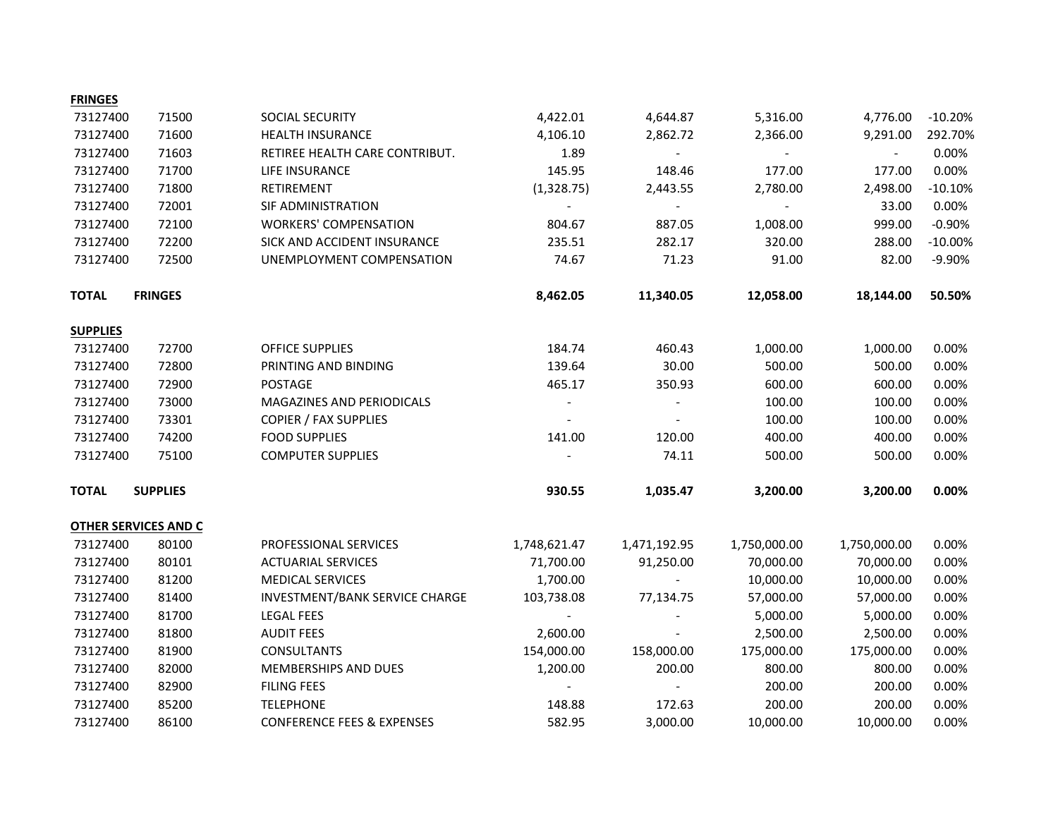**FRINGES**

| | | | | | | | |
|---|---|---|---|---|---|---|---|
| 73127400 | 71500 | SOCIAL SECURITY | 4,422.01 | 4,644.87 | 5,316.00 | 4,776.00 | -10.20% |
| 73127400 | 71600 | HEALTH INSURANCE | 4,106.10 | 2,862.72 | 2,366.00 | 9,291.00 | 292.70% |
| 73127400 | 71603 | RETIREE HEALTH CARE CONTRIBUT. | 1.89 | - | - | - | 0.00% |
| 73127400 | 71700 | LIFE INSURANCE | 145.95 | 148.46 | 177.00 | 177.00 | 0.00% |
| 73127400 | 71800 | RETIREMENT | (1,328.75) | 2,443.55 | 2,780.00 | 2,498.00 | -10.10% |
| 73127400 | 72001 | SIF ADMINISTRATION | - | - | - | 33.00 | 0.00% |
| 73127400 | 72100 | WORKERS' COMPENSATION | 804.67 | 887.05 | 1,008.00 | 999.00 | -0.90% |
| 73127400 | 72200 | SICK AND ACCIDENT INSURANCE | 235.51 | 282.17 | 320.00 | 288.00 | -10.00% |
| 73127400 | 72500 | UNEMPLOYMENT COMPENSATION | 74.67 | 71.23 | 91.00 | 82.00 | -9.90% |
| **TOTAL** | **FRINGES** | | **8,462.05** | **11,340.05** | **12,058.00** | **18,144.00** | **50.50%** |

**SUPPLIES**

| | | | | | | | |
|---|---|---|---|---|---|---|---|
| 73127400 | 72700 | OFFICE SUPPLIES | 184.74 | 460.43 | 1,000.00 | 1,000.00 | 0.00% |
| 73127400 | 72800 | PRINTING AND BINDING | 139.64 | 30.00 | 500.00 | 500.00 | 0.00% |
| 73127400 | 72900 | POSTAGE | 465.17 | 350.93 | 600.00 | 600.00 | 0.00% |
| 73127400 | 73000 | MAGAZINES AND PERIODICALS | - | - | 100.00 | 100.00 | 0.00% |
| 73127400 | 73301 | COPIER / FAX SUPPLIES | - | - | 100.00 | 100.00 | 0.00% |
| 73127400 | 74200 | FOOD SUPPLIES | 141.00 | 120.00 | 400.00 | 400.00 | 0.00% |
| 73127400 | 75100 | COMPUTER SUPPLIES | - | 74.11 | 500.00 | 500.00 | 0.00% |
| **TOTAL** | **SUPPLIES** | | **930.55** | **1,035.47** | **3,200.00** | **3,200.00** | **0.00%** |

**OTHER SERVICES AND C**

| | | | | | | | |
|---|---|---|---|---|---|---|---|
| 73127400 | 80100 | PROFESSIONAL SERVICES | 1,748,621.47 | 1,471,192.95 | 1,750,000.00 | 1,750,000.00 | 0.00% |
| 73127400 | 80101 | ACTUARIAL SERVICES | 71,700.00 | 91,250.00 | 70,000.00 | 70,000.00 | 0.00% |
| 73127400 | 81200 | MEDICAL SERVICES | 1,700.00 | - | 10,000.00 | 10,000.00 | 0.00% |
| 73127400 | 81400 | INVESTMENT/BANK SERVICE CHARGE | 103,738.08 | 77,134.75 | 57,000.00 | 57,000.00 | 0.00% |
| 73127400 | 81700 | LEGAL FEES | - | - | 5,000.00 | 5,000.00 | 0.00% |
| 73127400 | 81800 | AUDIT FEES | 2,600.00 | - | 2,500.00 | 2,500.00 | 0.00% |
| 73127400 | 81900 | CONSULTANTS | 154,000.00 | 158,000.00 | 175,000.00 | 175,000.00 | 0.00% |
| 73127400 | 82000 | MEMBERSHIPS AND DUES | 1,200.00 | 200.00 | 800.00 | 800.00 | 0.00% |
| 73127400 | 82900 | FILING FEES | - | - | 200.00 | 200.00 | 0.00% |
| 73127400 | 85200 | TELEPHONE | 148.88 | 172.63 | 200.00 | 200.00 | 0.00% |
| 73127400 | 86100 | CONFERENCE FEES & EXPENSES | 582.95 | 3,000.00 | 10,000.00 | 10,000.00 | 0.00% |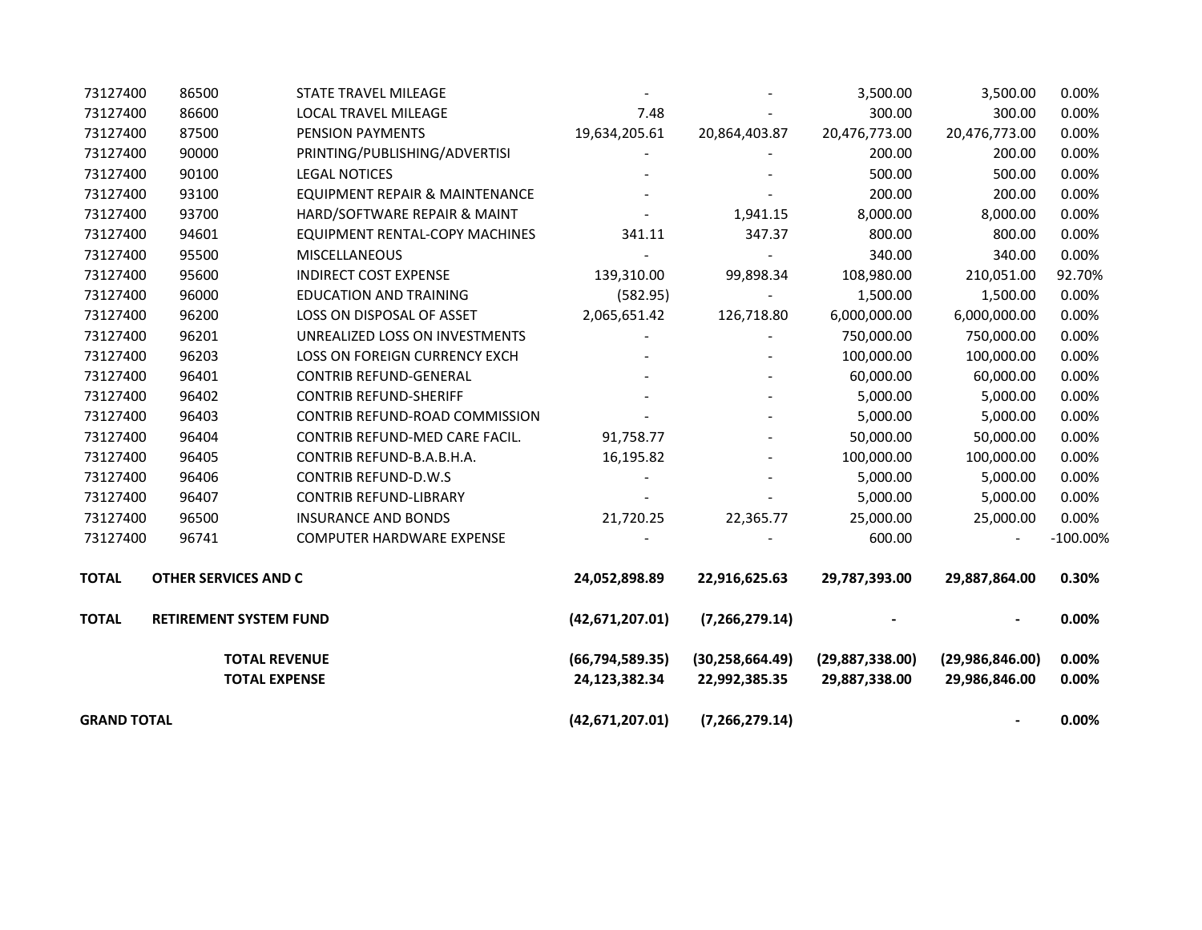| | | | | | | | |
|---|---|---|---|---|---|---|---|
| 73127400 | 86500 | STATE TRAVEL MILEAGE | - | - | 3,500.00 | 3,500.00 | 0.00% |
| 73127400 | 86600 | LOCAL TRAVEL MILEAGE | 7.48 | - | 300.00 | 300.00 | 0.00% |
| 73127400 | 87500 | PENSION PAYMENTS | 19,634,205.61 | 20,864,403.87 | 20,476,773.00 | 20,476,773.00 | 0.00% |
| 73127400 | 90000 | PRINTING/PUBLISHING/ADVERTISI | - | - | 200.00 | 200.00 | 0.00% |
| 73127400 | 90100 | LEGAL NOTICES | - | - | 500.00 | 500.00 | 0.00% |
| 73127400 | 93100 | EQUIPMENT REPAIR & MAINTENANCE | - | - | 200.00 | 200.00 | 0.00% |
| 73127400 | 93700 | HARD/SOFTWARE REPAIR & MAINT | - | 1,941.15 | 8,000.00 | 8,000.00 | 0.00% |
| 73127400 | 94601 | EQUIPMENT RENTAL-COPY MACHINES | 341.11 | 347.37 | 800.00 | 800.00 | 0.00% |
| 73127400 | 95500 | MISCELLANEOUS | - | - | 340.00 | 340.00 | 0.00% |
| 73127400 | 95600 | INDIRECT COST EXPENSE | 139,310.00 | 99,898.34 | 108,980.00 | 210,051.00 | 92.70% |
| 73127400 | 96000 | EDUCATION AND TRAINING | (582.95) | - | 1,500.00 | 1,500.00 | 0.00% |
| 73127400 | 96200 | LOSS ON DISPOSAL OF ASSET | 2,065,651.42 | 126,718.80 | 6,000,000.00 | 6,000,000.00 | 0.00% |
| 73127400 | 96201 | UNREALIZED LOSS ON INVESTMENTS | - | - | 750,000.00 | 750,000.00 | 0.00% |
| 73127400 | 96203 | LOSS ON FOREIGN CURRENCY EXCH | - | - | 100,000.00 | 100,000.00 | 0.00% |
| 73127400 | 96401 | CONTRIB REFUND-GENERAL | - | - | 60,000.00 | 60,000.00 | 0.00% |
| 73127400 | 96402 | CONTRIB REFUND-SHERIFF | - | - | 5,000.00 | 5,000.00 | 0.00% |
| 73127400 | 96403 | CONTRIB REFUND-ROAD COMMISSION | - | - | 5,000.00 | 5,000.00 | 0.00% |
| 73127400 | 96404 | CONTRIB REFUND-MED CARE FACIL. | 91,758.77 | - | 50,000.00 | 50,000.00 | 0.00% |
| 73127400 | 96405 | CONTRIB REFUND-B.A.B.H.A. | 16,195.82 | - | 100,000.00 | 100,000.00 | 0.00% |
| 73127400 | 96406 | CONTRIB REFUND-D.W.S | - | - | 5,000.00 | 5,000.00 | 0.00% |
| 73127400 | 96407 | CONTRIB REFUND-LIBRARY | - | - | 5,000.00 | 5,000.00 | 0.00% |
| 73127400 | 96500 | INSURANCE AND BONDS | 21,720.25 | 22,365.77 | 25,000.00 | 25,000.00 | 0.00% |
| 73127400 | 96741 | COMPUTER HARDWARE EXPENSE | - | - | 600.00 | - | -100.00% |
| **TOTAL** | **OTHER SERVICES AND C** | | **24,052,898.89** | **22,916,625.63** | **29,787,393.00** | **29,887,864.00** | **0.30%** |
| **TOTAL** | **RETIREMENT SYSTEM FUND** | | **(42,671,207.01)** | **(7,266,279.14)** | **-** | **-** | **0.00%** |
| | | **TOTAL REVENUE** | **(66,794,589.35)** | **(30,258,664.49)** | **(29,887,338.00)** | **(29,986,846.00)** | **0.00%** |
| | | **TOTAL EXPENSE** | **24,123,382.34** | **22,992,385.35** | **29,887,338.00** | **29,986,846.00** | **0.00%** |
| **GRAND TOTAL** | | | **(42,671,207.01)** | **(7,266,279.14)** | | **-** | **0.00%** |